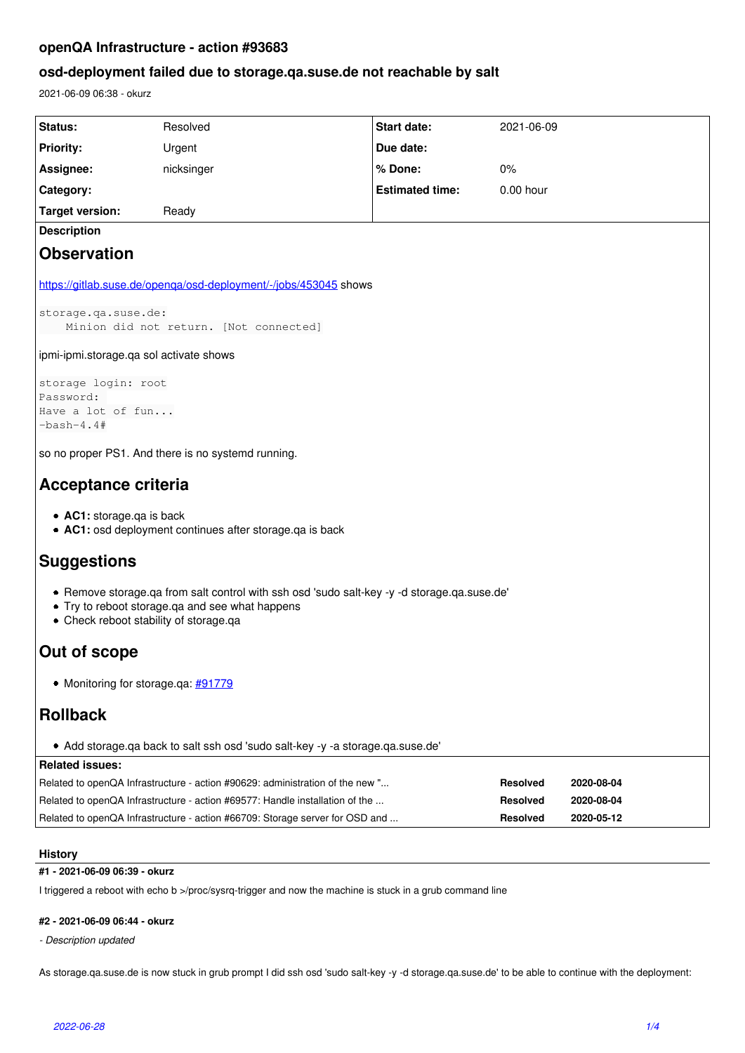## openQA Infrastructure - action #93683

## osd-deployment failed due to storage.qa.suse.de not reachable by salt

2021-06-09 06:38 - okurz

| | | | |
|---|---|---|---|
| **Status:** | Resolved | **Start date:** | 2021-06-09 |
| **Priority:** | Urgent | **Due date:** | |
| **Assignee:** | nicksinger | **% Done:** | 0% |
| **Category:** | | **Estimated time:** | 0.00 hour |
| **Target version:** | Ready | | |

**Description**

# Observation

https://gitlab.suse.de/openqa/osd-deployment/-/jobs/453045 shows

```
storage.qa.suse.de:
    Minion did not return. [Not connected]
```

ipmi-ipmi.storage.qa sol activate shows

```
storage login: root
Password:
Have a lot of fun...
-bash-4.4#
```

so no proper PS1. And there is no systemd running.

# Acceptance criteria

- **AC1:** storage.qa is back
- **AC1:** osd deployment continues after storage.qa is back

# Suggestions

- Remove storage.qa from salt control with ssh osd 'sudo salt-key -y -d storage.qa.suse.de'
- Try to reboot storage.qa and see what happens
- Check reboot stability of storage.qa

# Out of scope

- Monitoring for storage.qa: #91779

# Rollback

- Add storage.qa back to salt ssh osd 'sudo salt-key -y -a storage.qa.suse.de'

**Related issues:**

| | | |
|---|---|---|
| Related to openQA Infrastructure - action #90629: administration of the new "... | **Resolved** | **2020-08-04** |
| Related to openQA Infrastructure - action #69577: Handle installation of the ... | **Resolved** | **2020-08-04** |
| Related to openQA Infrastructure - action #66709: Storage server for OSD and ... | **Resolved** | **2020-05-12** |

**History**

**#1 - 2021-06-09 06:39 - okurz**

I triggered a reboot with echo b >/proc/sysrq-trigger and now the machine is stuck in a grub command line

**#2 - 2021-06-09 06:44 - okurz**

*- Description updated*

As storage.qa.suse.de is now stuck in grub prompt I did ssh osd 'sudo salt-key -y -d storage.qa.suse.de' to be able to continue with the deployment: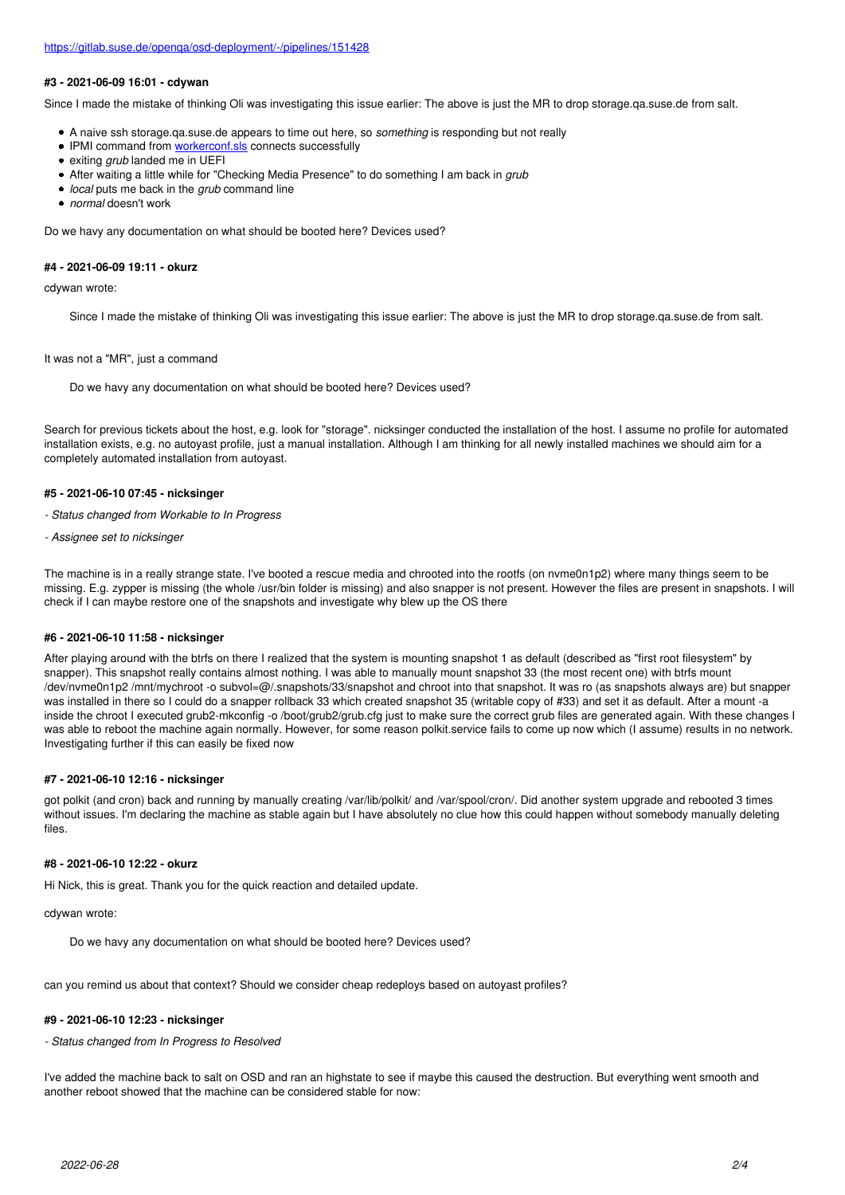https://gitlab.suse.de/openqa/osd-deployment/-/pipelines/151428

#### #3 - 2021-06-09 16:01 - cdywan

Since I made the mistake of thinking Oli was investigating this issue earlier: The above is just the MR to drop storage.qa.suse.de from salt.

- A naive ssh storage.qa.suse.de appears to time out here, so *something* is responding but not really
- IPMI command from workerconf.sls connects successfully
- exiting *grub* landed me in UEFI
- After waiting a little while for "Checking Media Presence" to do something I am back in *grub*
- *local* puts me back in the *grub* command line
- *normal* doesn't work

Do we havy any documentation on what should be booted here? Devices used?

#### #4 - 2021-06-09 19:11 - okurz

cdywan wrote:

> Since I made the mistake of thinking Oli was investigating this issue earlier: The above is just the MR to drop storage.qa.suse.de from salt.

It was not a "MR", just a command

> Do we havy any documentation on what should be booted here? Devices used?

Search for previous tickets about the host, e.g. look for "storage". nicksinger conducted the installation of the host. I assume no profile for automated installation exists, e.g. no autoyast profile, just a manual installation. Although I am thinking for all newly installed machines we should aim for a completely automated installation from autoyast.

#### #5 - 2021-06-10 07:45 - nicksinger

*- Status changed from Workable to In Progress*

*- Assignee set to nicksinger*

The machine is in a really strange state. I've booted a rescue media and chrooted into the rootfs (on nvme0n1p2) where many things seem to be missing. E.g. zypper is missing (the whole /usr/bin folder is missing) and also snapper is not present. However the files are present in snapshots. I will check if I can maybe restore one of the snapshots and investigate why blew up the OS there

#### #6 - 2021-06-10 11:58 - nicksinger

After playing around with the btrfs on there I realized that the system is mounting snapshot 1 as default (described as "first root filesystem" by snapper). This snapshot really contains almost nothing. I was able to manually mount snapshot 33 (the most recent one) with btrfs mount /dev/nvme0n1p2 /mnt/mychroot -o subvol=@/.snapshots/33/snapshot and chroot into that snapshot. It was ro (as snapshots always are) but snapper was installed in there so I could do a snapper rollback 33 which created snapshot 35 (writable copy of #33) and set it as default. After a mount -a inside the chroot I executed grub2-mkconfig -o /boot/grub2/grub.cfg just to make sure the correct grub files are generated again. With these changes I was able to reboot the machine again normally. However, for some reason polkit.service fails to come up now which (I assume) results in no network. Investigating further if this can easily be fixed now

#### #7 - 2021-06-10 12:16 - nicksinger

got polkit (and cron) back and running by manually creating /var/lib/polkit/ and /var/spool/cron/. Did another system upgrade and rebooted 3 times without issues. I'm declaring the machine as stable again but I have absolutely no clue how this could happen without somebody manually deleting files.

#### #8 - 2021-06-10 12:22 - okurz

Hi Nick, this is great. Thank you for the quick reaction and detailed update.

cdywan wrote:

> Do we havy any documentation on what should be booted here? Devices used?

can you remind us about that context? Should we consider cheap redeploys based on autoyast profiles?

#### #9 - 2021-06-10 12:23 - nicksinger

*- Status changed from In Progress to Resolved*

I've added the machine back to salt on OSD and ran an highstate to see if maybe this caused the destruction. But everything went smooth and another reboot showed that the machine can be considered stable for now: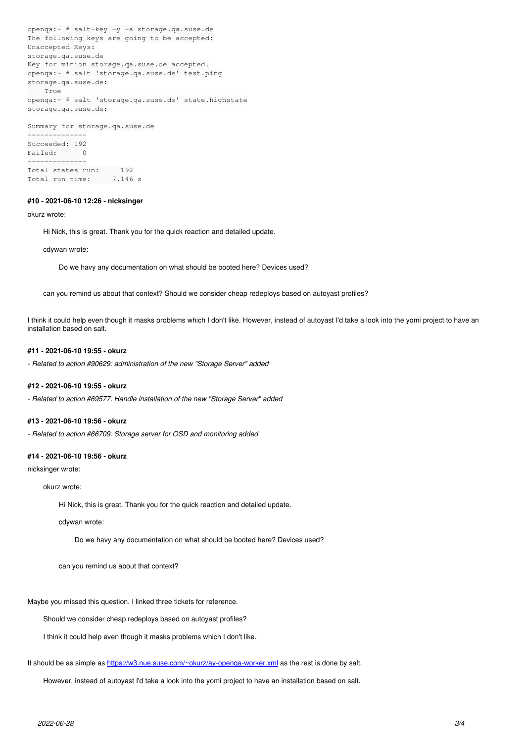```
openqa:~ # salt-key -y -a storage.qa.suse.de
The following keys are going to be accepted:
Unaccepted Keys:
storage.qa.suse.de
Key for minion storage.qa.suse.de accepted.
openqa:~ # salt 'storage.qa.suse.de' test.ping
storage.qa.suse.de:
    True
openqa:~ # salt 'storage.qa.suse.de' state.highstate
storage.qa.suse.de:

Summary for storage.qa.suse.de
--------------
Succeeded: 192
Failed:      0
--------------
Total states run:     192
Total run time:     7.146 s
```

#### #10 - 2021-06-10 12:26 - nicksinger

okurz wrote:

> Hi Nick, this is great. Thank you for the quick reaction and detailed update.
>
> cdywan wrote:
>
> > Do we havy any documentation on what should be booted here? Devices used?
>
> can you remind us about that context? Should we consider cheap redeploys based on autoyast profiles?

I think it could help even though it masks problems which I don't like. However, instead of autoyast I'd take a look into the yomi project to have an installation based on salt.

#### #11 - 2021-06-10 19:55 - okurz

*- Related to action #90629: administration of the new "Storage Server" added*

#### #12 - 2021-06-10 19:55 - okurz

*- Related to action #69577: Handle installation of the new "Storage Server" added*

#### #13 - 2021-06-10 19:56 - okurz

*- Related to action #66709: Storage server for OSD and monitoring added*

#### #14 - 2021-06-10 19:56 - okurz

nicksinger wrote:

> okurz wrote:
>
> > Hi Nick, this is great. Thank you for the quick reaction and detailed update.
> >
> > cdywan wrote:
> >
> > > Do we havy any documentation on what should be booted here? Devices used?
> >
> > can you remind us about that context?

Maybe you missed this question. I linked three tickets for reference.

> Should we consider cheap redeploys based on autoyast profiles?
>
> I think it could help even though it masks problems which I don't like.

It should be as simple as https://w3.nue.suse.com/~okurz/ay-openqa-worker.xml as the rest is done by salt.

> However, instead of autoyast I'd take a look into the yomi project to have an installation based on salt.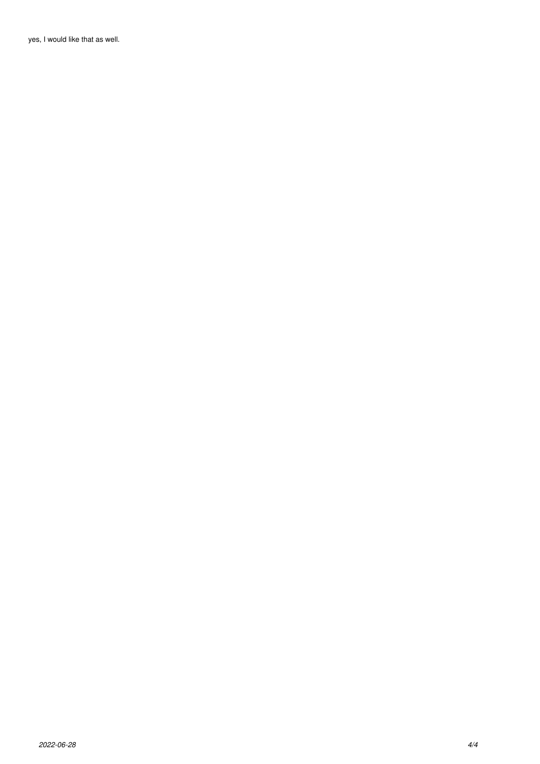yes, I would like that as well.